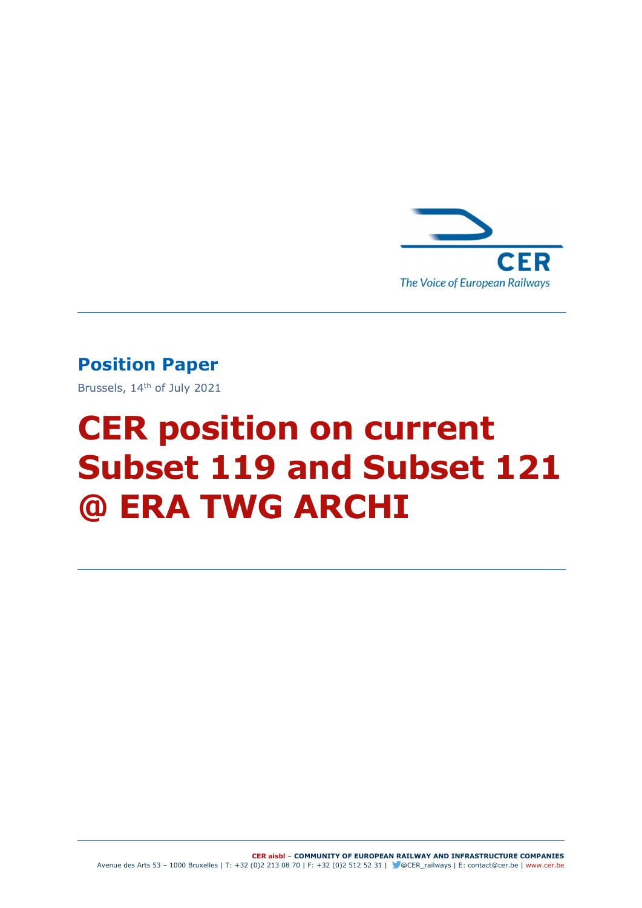CER
The Voice of European Railways

**Position Paper**

Brussels, 14th of July 2021

# CER position on current Subset 119 and Subset 121 @ ERA TWG ARCHI

**CER aisbl** – **COMMUNITY OF EUROPEAN RAILWAY AND INFRASTRUCTURE COMPANIES**
Avenue des Arts 53 – 1000 Bruxelles | T: +32 (0)2 213 08 70 | F: +32 (0)2 512 52 31 | @CER_railways | E: contact@cer.be | www.cer.be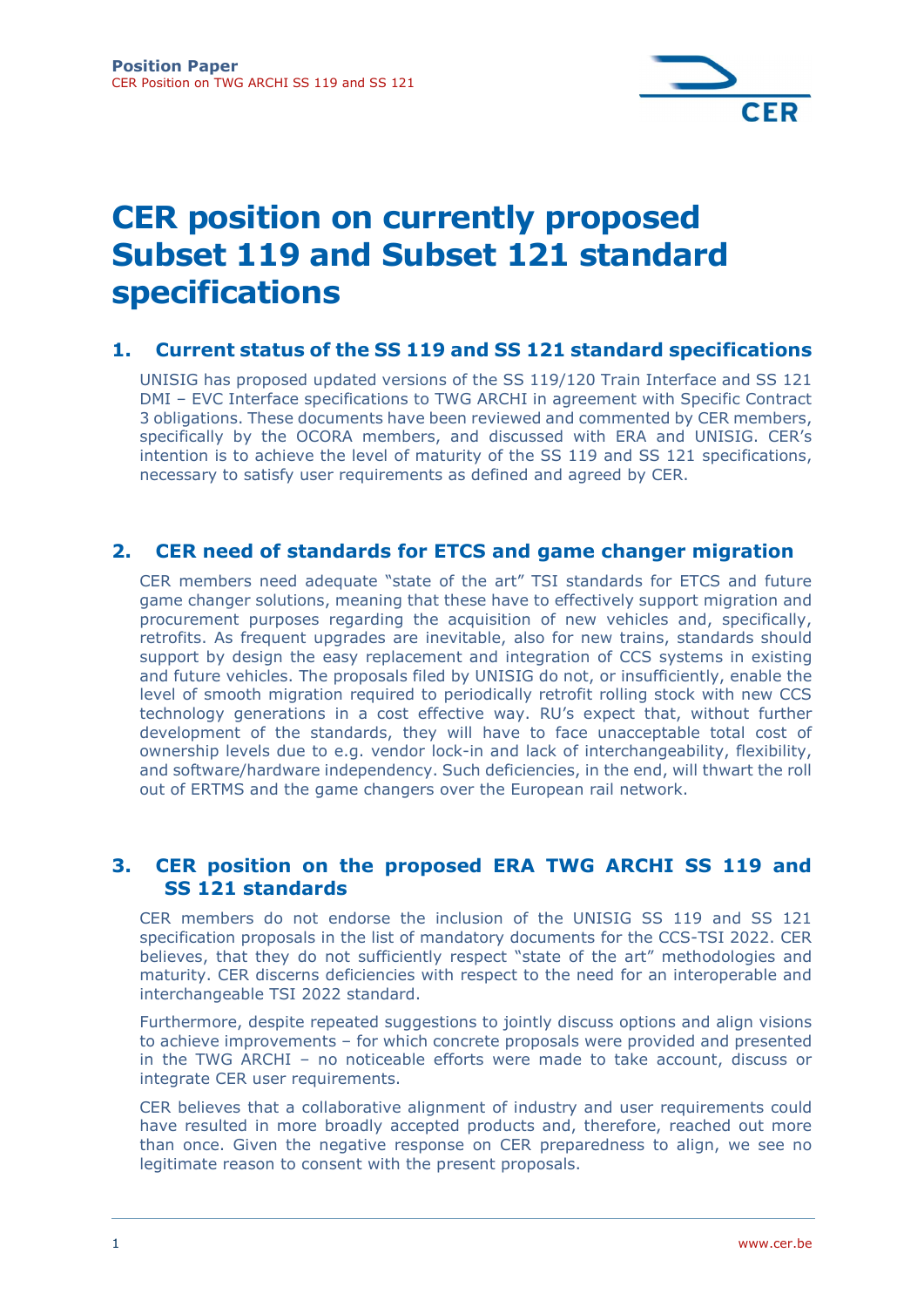# CER position on currently proposed Subset 119 and Subset 121 standard specifications

## 1. Current status of the SS 119 and SS 121 standard specifications

UNISIG has proposed updated versions of the SS 119/120 Train Interface and SS 121 DMI – EVC Interface specifications to TWG ARCHI in agreement with Specific Contract 3 obligations. These documents have been reviewed and commented by CER members, specifically by the OCORA members, and discussed with ERA and UNISIG. CER's intention is to achieve the level of maturity of the SS 119 and SS 121 specifications, necessary to satisfy user requirements as defined and agreed by CER.

## 2. CER need of standards for ETCS and game changer migration

CER members need adequate "state of the art" TSI standards for ETCS and future game changer solutions, meaning that these have to effectively support migration and procurement purposes regarding the acquisition of new vehicles and, specifically, retrofits. As frequent upgrades are inevitable, also for new trains, standards should support by design the easy replacement and integration of CCS systems in existing and future vehicles. The proposals filed by UNISIG do not, or insufficiently, enable the level of smooth migration required to periodically retrofit rolling stock with new CCS technology generations in a cost effective way. RU's expect that, without further development of the standards, they will have to face unacceptable total cost of ownership levels due to e.g. vendor lock-in and lack of interchangeability, flexibility, and software/hardware independency. Such deficiencies, in the end, will thwart the roll out of ERTMS and the game changers over the European rail network.

## 3. CER position on the proposed ERA TWG ARCHI SS 119 and SS 121 standards

CER members do not endorse the inclusion of the UNISIG SS 119 and SS 121 specification proposals in the list of mandatory documents for the CCS-TSI 2022. CER believes, that they do not sufficiently respect "state of the art" methodologies and maturity. CER discerns deficiencies with respect to the need for an interoperable and interchangeable TSI 2022 standard.

Furthermore, despite repeated suggestions to jointly discuss options and align visions to achieve improvements – for which concrete proposals were provided and presented in the TWG ARCHI – no noticeable efforts were made to take account, discuss or integrate CER user requirements.

CER believes that a collaborative alignment of industry and user requirements could have resulted in more broadly accepted products and, therefore, reached out more than once. Given the negative response on CER preparedness to align, we see no legitimate reason to consent with the present proposals.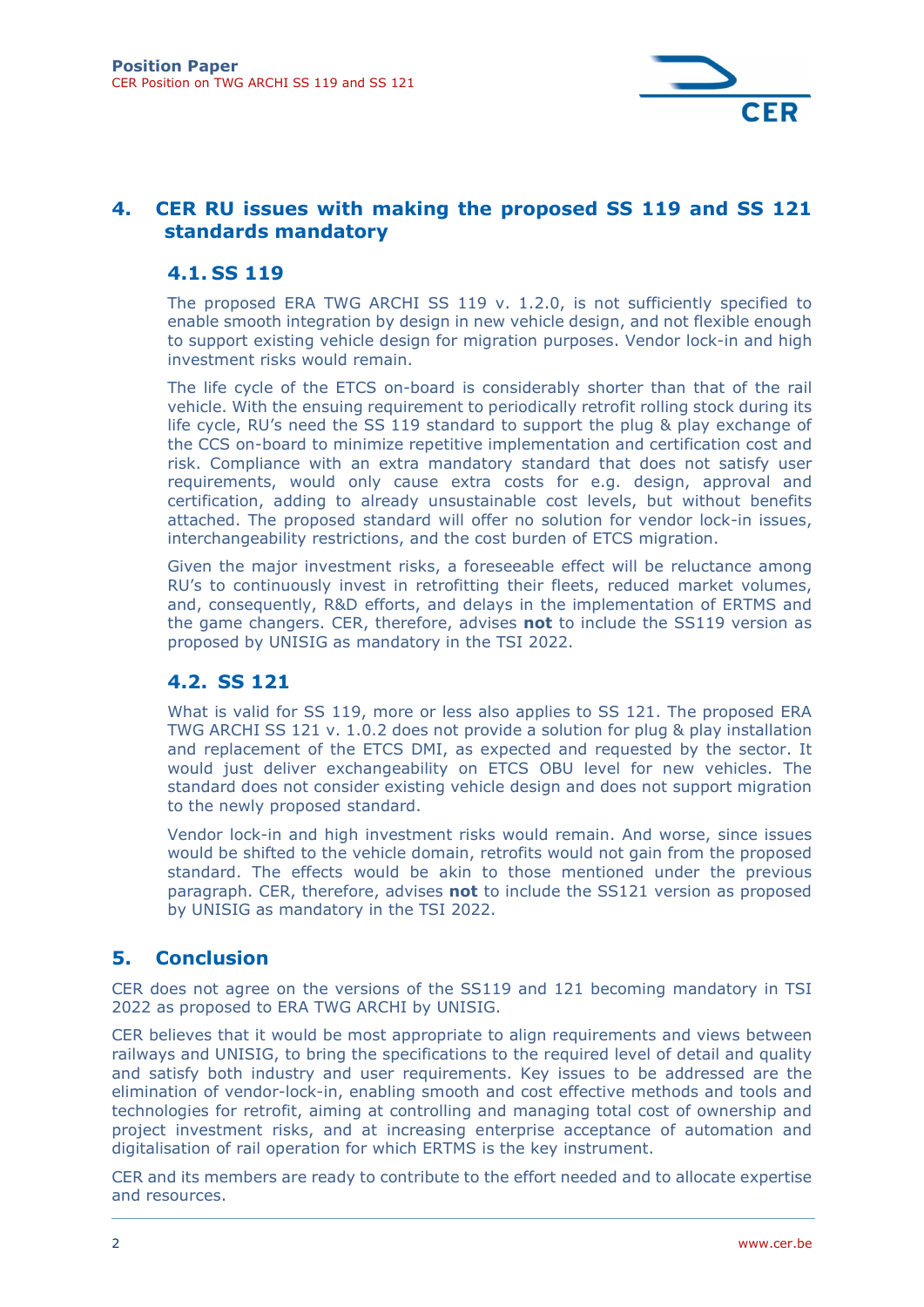## 4. CER RU issues with making the proposed SS 119 and SS 121 standards mandatory

### 4.1. SS 119

The proposed ERA TWG ARCHI SS 119 v. 1.2.0, is not sufficiently specified to enable smooth integration by design in new vehicle design, and not flexible enough to support existing vehicle design for migration purposes. Vendor lock-in and high investment risks would remain.

The life cycle of the ETCS on-board is considerably shorter than that of the rail vehicle. With the ensuing requirement to periodically retrofit rolling stock during its life cycle, RU's need the SS 119 standard to support the plug & play exchange of the CCS on-board to minimize repetitive implementation and certification cost and risk. Compliance with an extra mandatory standard that does not satisfy user requirements, would only cause extra costs for e.g. design, approval and certification, adding to already unsustainable cost levels, but without benefits attached. The proposed standard will offer no solution for vendor lock-in issues, interchangeability restrictions, and the cost burden of ETCS migration.

Given the major investment risks, a foreseeable effect will be reluctance among RU's to continuously invest in retrofitting their fleets, reduced market volumes, and, consequently, R&D efforts, and delays in the implementation of ERTMS and the game changers. CER, therefore, advises **not** to include the SS119 version as proposed by UNISIG as mandatory in the TSI 2022.

### 4.2. SS 121

What is valid for SS 119, more or less also applies to SS 121. The proposed ERA TWG ARCHI SS 121 v. 1.0.2 does not provide a solution for plug & play installation and replacement of the ETCS DMI, as expected and requested by the sector. It would just deliver exchangeability on ETCS OBU level for new vehicles. The standard does not consider existing vehicle design and does not support migration to the newly proposed standard.

Vendor lock-in and high investment risks would remain. And worse, since issues would be shifted to the vehicle domain, retrofits would not gain from the proposed standard. The effects would be akin to those mentioned under the previous paragraph. CER, therefore, advises **not** to include the SS121 version as proposed by UNISIG as mandatory in the TSI 2022.

## 5. Conclusion

CER does not agree on the versions of the SS119 and 121 becoming mandatory in TSI 2022 as proposed to ERA TWG ARCHI by UNISIG.

CER believes that it would be most appropriate to align requirements and views between railways and UNISIG, to bring the specifications to the required level of detail and quality and satisfy both industry and user requirements. Key issues to be addressed are the elimination of vendor-lock-in, enabling smooth and cost effective methods and tools and technologies for retrofit, aiming at controlling and managing total cost of ownership and project investment risks, and at increasing enterprise acceptance of automation and digitalisation of rail operation for which ERTMS is the key instrument.

CER and its members are ready to contribute to the effort needed and to allocate expertise and resources.